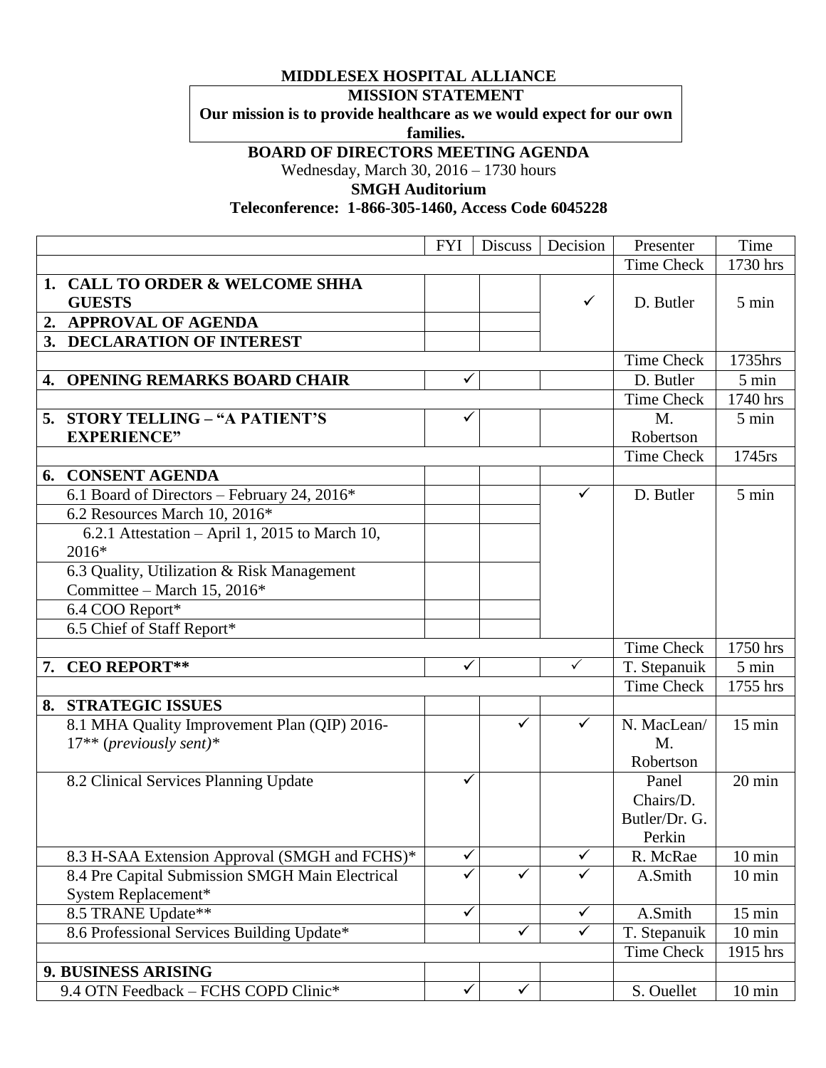**MIDDLESEX HOSPITAL ALLIANCE**

**MISSION STATEMENT**

**Our mission is to provide healthcare as we would expect for our own families.**

**BOARD OF DIRECTORS MEETING AGENDA**

Wednesday, March 30, 2016 – 1730 hours

**SMGH Auditorium**

**Teleconference: 1-866-305-1460, Access Code 6045228**

| | FYI | Discuss | Decision | Presenter | Time |
|---|---|---|---|---|---|
| | | | | Time Check | 1730 hrs |
| **1. CALL TO ORDER & WELCOME SHHA GUESTS** | | | ✓ | D. Butler | 5 min |
| **2. APPROVAL OF AGENDA** | | | | | |
| **3. DECLARATION OF INTEREST** | | | | | |
| | | | | Time Check | 1735hrs |
| **4. OPENING REMARKS BOARD CHAIR** | ✓ | | | D. Butler | 5 min |
| | | | | Time Check | 1740 hrs |
| **5. STORY TELLING – "A PATIENT'S EXPERIENCE"** | ✓ | | | M. Robertson | 5 min |
| | | | | Time Check | 1745rs |
| **6. CONSENT AGENDA** | | | | | |
| 6.1 Board of Directors – February 24, 2016* | | | ✓ | D. Butler | 5 min |
| 6.2 Resources March 10, 2016* | | | | | |
| 6.2.1 Attestation – April 1, 2015 to March 10, 2016* | | | | | |
| 6.3 Quality, Utilization & Risk Management Committee – March 15, 2016* | | | | | |
| 6.4 COO Report* | | | | | |
| 6.5 Chief of Staff Report* | | | | | |
| | | | | Time Check | 1750 hrs |
| **7. CEO REPORT**** | ✓ | | ✓ | T. Stepanuik | 5 min |
| | | | | Time Check | 1755 hrs |
| **8. STRATEGIC ISSUES** | | | | | |
| 8.1 MHA Quality Improvement Plan (QIP) 2016-17** (*previously sent*)* | | ✓ | ✓ | N. MacLean/ M. Robertson | 15 min |
| 8.2 Clinical Services Planning Update | ✓ | | | Panel Chairs/D. Butler/Dr. G. Perkin | 20 min |
| 8.3 H-SAA Extension Approval (SMGH and FCHS)* | ✓ | | ✓ | R. McRae | 10 min |
| 8.4 Pre Capital Submission SMGH Main Electrical System Replacement* | ✓ | ✓ | ✓ | A.Smith | 10 min |
| 8.5 TRANE Update** | ✓ | | ✓ | A.Smith | 15 min |
| 8.6 Professional Services Building Update* | | ✓ | ✓ | T. Stepanuik | 10 min |
| | | | | Time Check | 1915 hrs |
| **9. BUSINESS ARISING** | | | | | |
| 9.4 OTN Feedback – FCHS COPD Clinic* | ✓ | ✓ | | S. Ouellet | 10 min |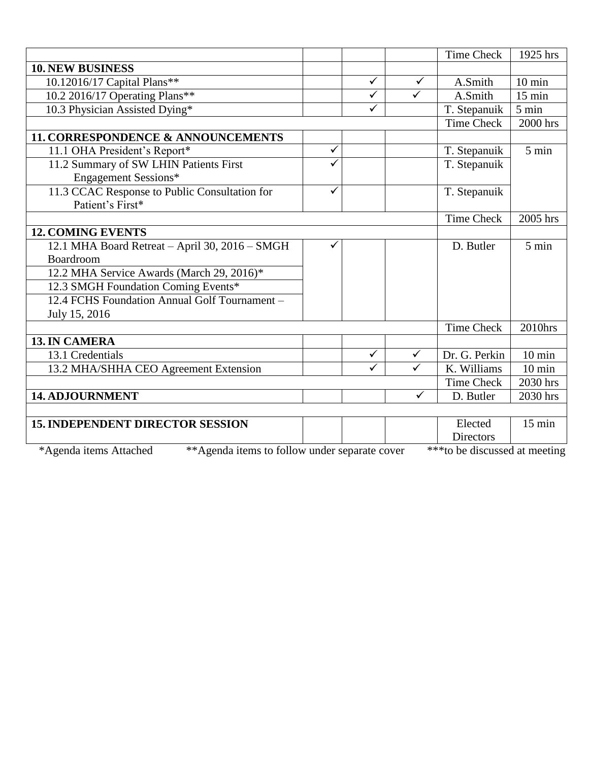| | | | | | |
|---|---|---|---|---|---|
| | | | | Time Check | 1925 hrs |
| **10. NEW BUSINESS** | | | | | |
| 10.12016/17 Capital Plans** | | ✓ | ✓ | A.Smith | 10 min |
| 10.2 2016/17 Operating Plans** | | ✓ | ✓ | A.Smith | 15 min |
| 10.3 Physician Assisted Dying* | | ✓ | | T. Stepanuik | 5 min |
| | | | | Time Check | 2000 hrs |
| **11. CORRESPONDENCE & ANNOUNCEMENTS** | | | | | |
| 11.1 OHA President's Report* | ✓ | | | T. Stepanuik | 5 min |
| 11.2 Summary of SW LHIN Patients First Engagement Sessions* | ✓ | | | T. Stepanuik | |
| 11.3 CCAC Response to Public Consultation for Patient's First* | ✓ | | | T. Stepanuik | |
| | | | | Time Check | 2005 hrs |
| **12. COMING EVENTS** | | | | | |
| 12.1 MHA Board Retreat – April 30, 2016 – SMGH Boardroom | ✓ | | | D. Butler | 5 min |
| 12.2 MHA Service Awards (March 29, 2016)* | | | | | |
| 12.3 SMGH Foundation Coming Events* | | | | | |
| 12.4 FCHS Foundation Annual Golf Tournament – July 15, 2016 | | | | | |
| | | | | Time Check | 2010hrs |
| **13. IN CAMERA** | | | | | |
| 13.1 Credentials | | ✓ | ✓ | Dr. G. Perkin | 10 min |
| 13.2 MHA/SHHA CEO Agreement Extension | | ✓ | ✓ | K. Williams | 10 min |
| | | | | Time Check | 2030 hrs |
| **14. ADJOURNMENT** | | | ✓ | D. Butler | 2030 hrs |
| | | | | | |
| **15. INDEPENDENT DIRECTOR SESSION** | | | | Elected Directors | 15 min |

*Agenda items Attached **Agenda items to follow under separate cover ***to be discussed at meeting